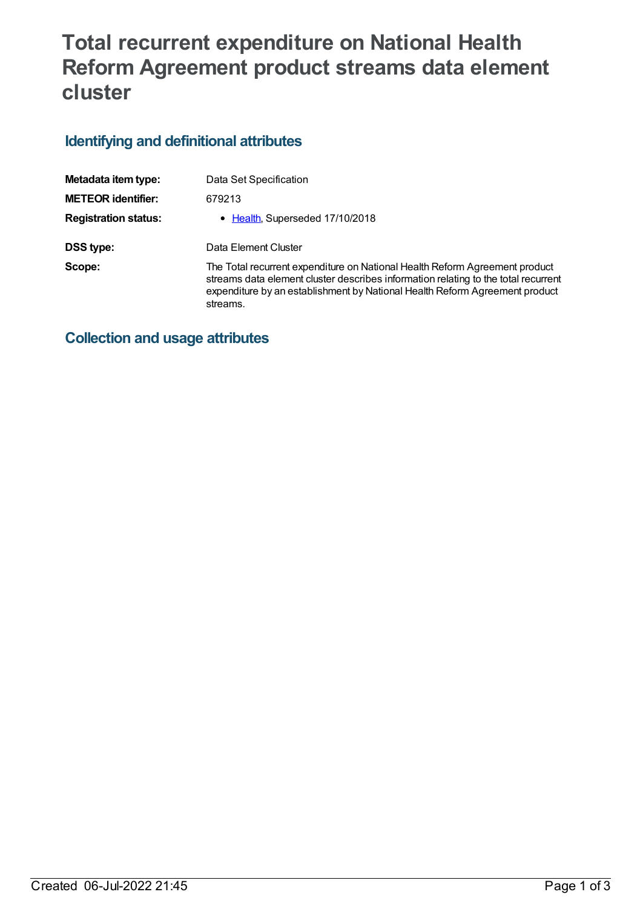# Total recurrent expenditure on National Health Reform Agreement product streams data element cluster

## Identifying and definitional attributes

| | |
|---|---|
| **Metadata item type:** | Data Set Specification |
| **METEOR identifier:** | 679213 |
| **Registration status:** | • Health, Superseded 17/10/2018 |
| **DSS type:** | Data Element Cluster |
| **Scope:** | The Total recurrent expenditure on National Health Reform Agreement product streams data element cluster describes information relating to the total recurrent expenditure by an establishment by National Health Reform Agreement product streams. |

## Collection and usage attributes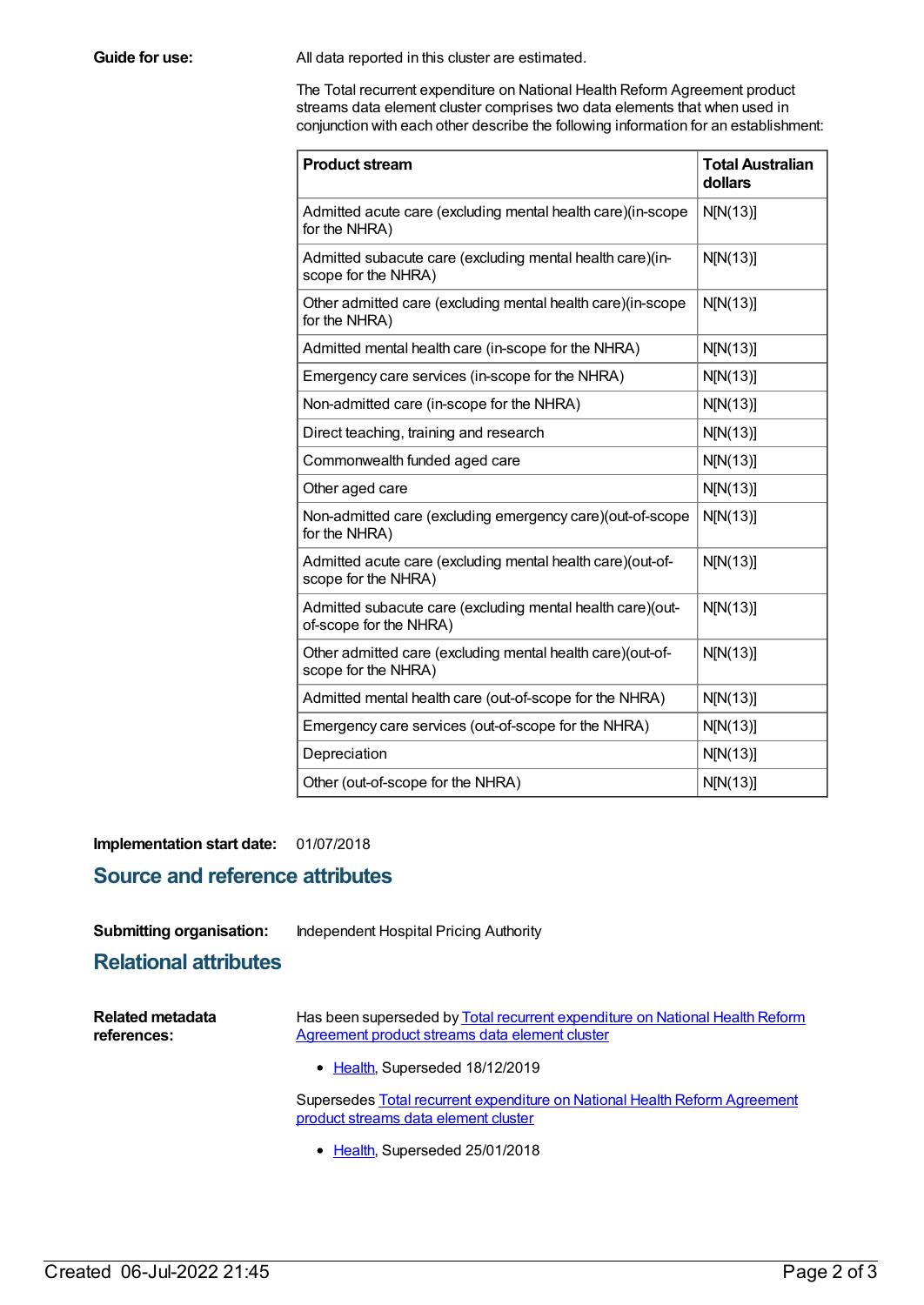**Guide for use:**

All data reported in this cluster are estimated.

The Total recurrent expenditure on National Health Reform Agreement product streams data element cluster comprises two data elements that when used in conjunction with each other describe the following information for an establishment:

| Product stream | Total Australian dollars |
| --- | --- |
| Admitted acute care (excluding mental health care)(in-scope for the NHRA) | N[N(13)] |
| Admitted subacute care (excluding mental health care)(in-scope for the NHRA) | N[N(13)] |
| Other admitted care (excluding mental health care)(in-scope for the NHRA) | N[N(13)] |
| Admitted mental health care (in-scope for the NHRA) | N[N(13)] |
| Emergency care services (in-scope for the NHRA) | N[N(13)] |
| Non-admitted care (in-scope for the NHRA) | N[N(13)] |
| Direct teaching, training and research | N[N(13)] |
| Commonwealth funded aged care | N[N(13)] |
| Other aged care | N[N(13)] |
| Non-admitted care (excluding emergency care)(out-of-scope for the NHRA) | N[N(13)] |
| Admitted acute care (excluding mental health care)(out-of-scope for the NHRA) | N[N(13)] |
| Admitted subacute care (excluding mental health care)(out-of-scope for the NHRA) | N[N(13)] |
| Other admitted care (excluding mental health care)(out-of-scope for the NHRA) | N[N(13)] |
| Admitted mental health care (out-of-scope for the NHRA) | N[N(13)] |
| Emergency care services (out-of-scope for the NHRA) | N[N(13)] |
| Depreciation | N[N(13)] |
| Other (out-of-scope for the NHRA) | N[N(13)] |

**Implementation start date:** 01/07/2018

## Source and reference attributes

**Submitting organisation:** Independent Hospital Pricing Authority

## Relational attributes

**Related metadata references:**

Has been superseded by Total recurrent expenditure on National Health Reform Agreement product streams data element cluster

- Health, Superseded 18/12/2019

Supersedes Total recurrent expenditure on National Health Reform Agreement product streams data element cluster

- Health, Superseded 25/01/2018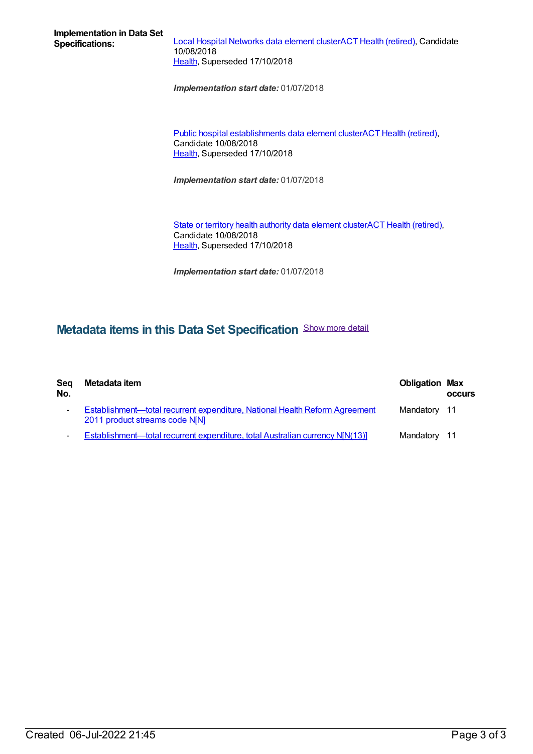**Implementation in Data Set Specifications:**

Local Hospital Networks data element clusterACT Health (retired), Candidate 10/08/2018
Health, Superseded 17/10/2018

***Implementation start date:*** 01/07/2018

Public hospital establishments data element clusterACT Health (retired), Candidate 10/08/2018
Health, Superseded 17/10/2018

***Implementation start date:*** 01/07/2018

State or territory health authority data element clusterACT Health (retired), Candidate 10/08/2018
Health, Superseded 17/10/2018

***Implementation start date:*** 01/07/2018

## Metadata items in this Data Set Specification

Show more detail

| Seq No. | Metadata item | Obligation | Max occurs |
| --- | --- | --- | --- |
| - | Establishment—total recurrent expenditure, National Health Reform Agreement 2011 product streams code N[N] | Mandatory | 11 |
| - | Establishment—total recurrent expenditure, total Australian currency N[N(13)] | Mandatory | 11 |